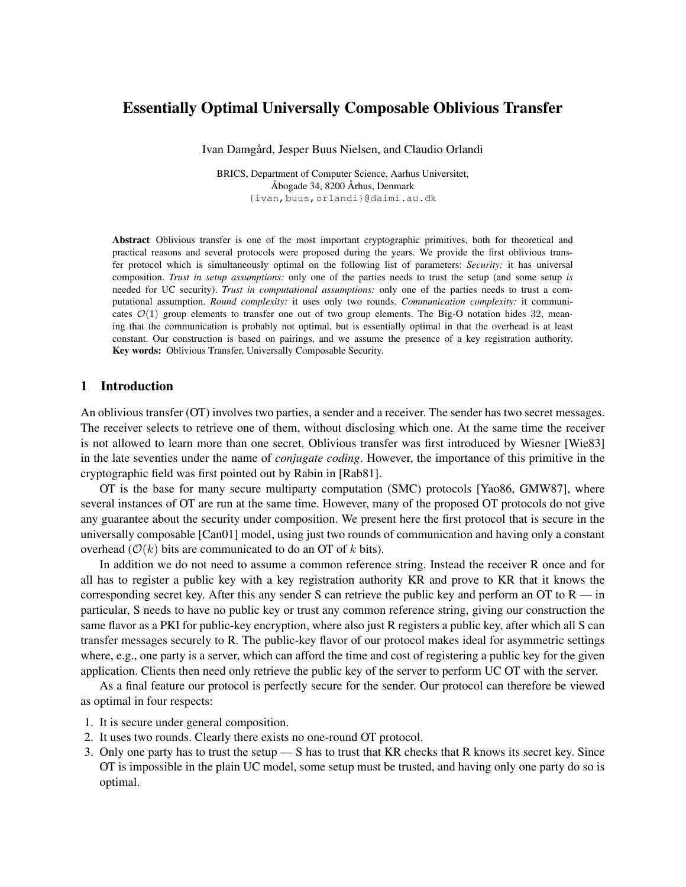# Essentially Optimal Universally Composable Oblivious Transfer

Ivan Damgård, Jesper Buus Nielsen, and Claudio Orlandi

BRICS, Department of Computer Science, Aarhus Universitet,
Åbogade 34, 8200 Århus, Denmark
{ivan,buus,orlandi}@daimi.au.dk

**Abstract** Oblivious transfer is one of the most important cryptographic primitives, both for theoretical and practical reasons and several protocols were proposed during the years. We provide the first oblivious transfer protocol which is simultaneously optimal on the following list of parameters: *Security:* it has universal composition. *Trust in setup assumptions:* only one of the parties needs to trust the setup (and some setup *is* needed for UC security). *Trust in computational assumptions:* only one of the parties needs to trust a computational assumption. *Round complexity:* it uses only two rounds. *Communication complexity:* it communicates $\mathcal{O}(1)$ group elements to transfer one out of two group elements. The Big-O notation hides 32, meaning that the communication is probably not optimal, but is essentially optimal in that the overhead is at least constant. Our construction is based on pairings, and we assume the presence of a key registration authority.
**Key words:** Oblivious Transfer, Universally Composable Security.

## 1 Introduction

An oblivious transfer (OT) involves two parties, a sender and a receiver. The sender has two secret messages. The receiver selects to retrieve one of them, without disclosing which one. At the same time the receiver is not allowed to learn more than one secret. Oblivious transfer was first introduced by Wiesner [Wie83] in the late seventies under the name of *conjugate coding*. However, the importance of this primitive in the cryptographic field was first pointed out by Rabin in [Rab81].

OT is the base for many secure multiparty computation (SMC) protocols [Yao86, GMW87], where several instances of OT are run at the same time. However, many of the proposed OT protocols do not give any guarantee about the security under composition. We present here the first protocol that is secure in the universally composable [Can01] model, using just two rounds of communication and having only a constant overhead ($\mathcal{O}(k)$ bits are communicated to do an OT of $k$ bits).

In addition we do not need to assume a common reference string. Instead the receiver R once and for all has to register a public key with a key registration authority KR and prove to KR that it knows the corresponding secret key. After this any sender S can retrieve the public key and perform an OT to R — in particular, S needs to have no public key or trust any common reference string, giving our construction the same flavor as a PKI for public-key encryption, where also just R registers a public key, after which all S can transfer messages securely to R. The public-key flavor of our protocol makes ideal for asymmetric settings where, e.g., one party is a server, which can afford the time and cost of registering a public key for the given application. Clients then need only retrieve the public key of the server to perform UC OT with the server.

As a final feature our protocol is perfectly secure for the sender. Our protocol can therefore be viewed as optimal in four respects:

1. It is secure under general composition.
2. It uses two rounds. Clearly there exists no one-round OT protocol.
3. Only one party has to trust the setup — S has to trust that KR checks that R knows its secret key. Since OT is impossible in the plain UC model, some setup must be trusted, and having only one party do so is optimal.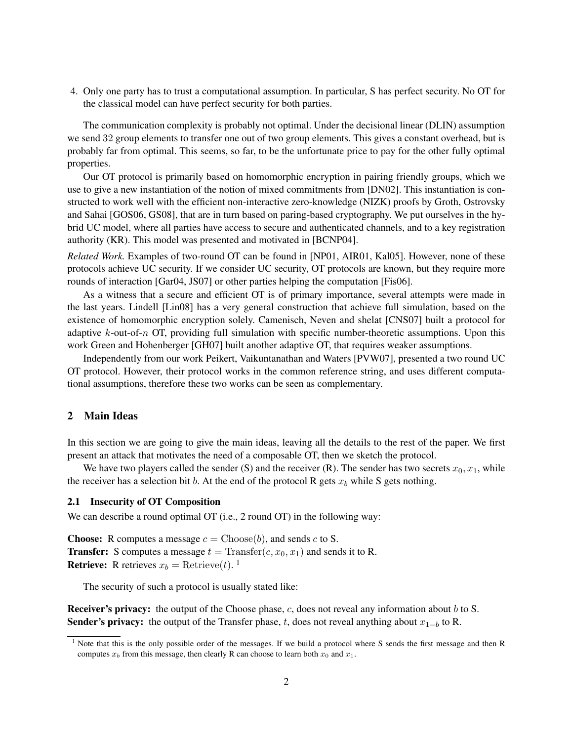4. Only one party has to trust a computational assumption. In particular, S has perfect security. No OT for the classical model can have perfect security for both parties.

The communication complexity is probably not optimal. Under the decisional linear (DLIN) assumption we send 32 group elements to transfer one out of two group elements. This gives a constant overhead, but is probably far from optimal. This seems, so far, to be the unfortunate price to pay for the other fully optimal properties.

Our OT protocol is primarily based on homomorphic encryption in pairing friendly groups, which we use to give a new instantiation of the notion of mixed commitments from [DN02]. This instantiation is constructed to work well with the efficient non-interactive zero-knowledge (NIZK) proofs by Groth, Ostrovsky and Sahai [GOS06, GS08], that are in turn based on paring-based cryptography. We put ourselves in the hybrid UC model, where all parties have access to secure and authenticated channels, and to a key registration authority (KR). This model was presented and motivated in [BCNP04].

*Related Work.* Examples of two-round OT can be found in [NP01, AIR01, Kal05]. However, none of these protocols achieve UC security. If we consider UC security, OT protocols are known, but they require more rounds of interaction [Gar04, JS07] or other parties helping the computation [Fis06].

As a witness that a secure and efficient OT is of primary importance, several attempts were made in the last years. Lindell [Lin08] has a very general construction that achieve full simulation, based on the existence of homomorphic encryption solely. Camenisch, Neven and shelat [CNS07] built a protocol for adaptive $k$-out-of-$n$ OT, providing full simulation with specific number-theoretic assumptions. Upon this work Green and Hohenberger [GH07] built another adaptive OT, that requires weaker assumptions.

Independently from our work Peikert, Vaikuntanathan and Waters [PVW07], presented a two round UC OT protocol. However, their protocol works in the common reference string, and uses different computational assumptions, therefore these two works can be seen as complementary.

## 2 Main Ideas

In this section we are going to give the main ideas, leaving all the details to the rest of the paper. We first present an attack that motivates the need of a composable OT, then we sketch the protocol.

We have two players called the sender (S) and the receiver (R). The sender has two secrets $x_0, x_1$, while the receiver has a selection bit $b$. At the end of the protocol R gets $x_b$ while S gets nothing.

### 2.1 Insecurity of OT Composition

We can describe a round optimal OT (i.e., 2 round OT) in the following way:

**Choose:** R computes a message $c = \mathrm{Choose}(b)$, and sends $c$ to S.
**Transfer:** S computes a message $t = \mathrm{Transfer}(c, x_0, x_1)$ and sends it to R.
**Retrieve:** R retrieves $x_b = \mathrm{Retrieve}(t)$. [1]

The security of such a protocol is usually stated like:

**Receiver's privacy:** the output of the Choose phase, $c$, does not reveal any information about $b$ to S.
**Sender's privacy:** the output of the Transfer phase, $t$, does not reveal anything about $x_{1-b}$ to R.

[1] Note that this is the only possible order of the messages. If we build a protocol where S sends the first message and then R computes $x_b$ from this message, then clearly R can choose to learn both $x_0$ and $x_1$.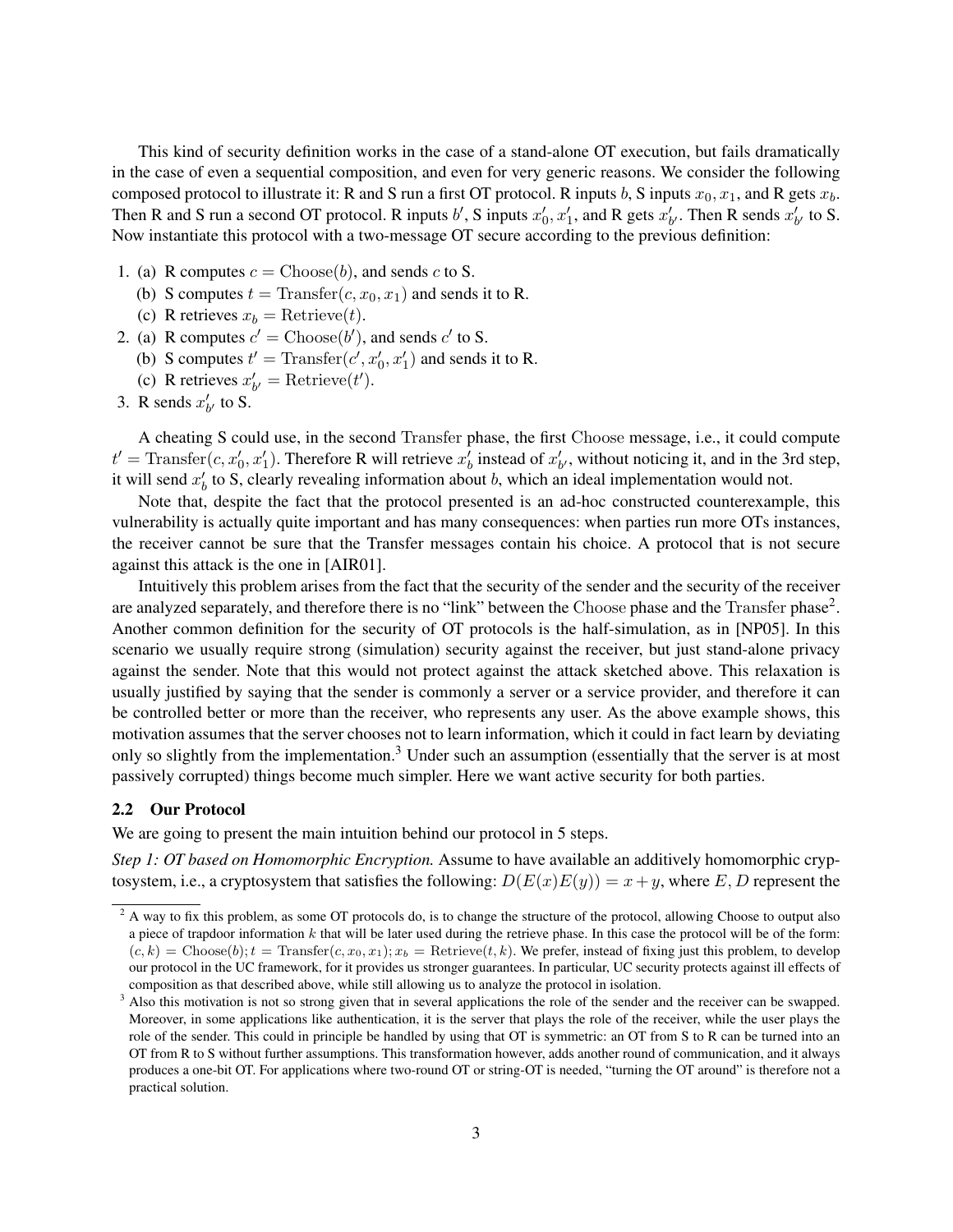This kind of security definition works in the case of a stand-alone OT execution, but fails dramatically in the case of even a sequential composition, and even for very generic reasons. We consider the following composed protocol to illustrate it: R and S run a first OT protocol. R inputs $b$, S inputs $x_0, x_1$, and R gets $x_b$. Then R and S run a second OT protocol. R inputs $b'$, S inputs $x'_0, x'_1$, and R gets $x'_{b'}$. Then R sends $x'_{b'}$ to S. Now instantiate this protocol with a two-message OT secure according to the previous definition:

1. (a) R computes $c = \mathrm{Choose}(b)$, and sends $c$ to S.
   (b) S computes $t = \mathrm{Transfer}(c, x_0, x_1)$ and sends it to R.
   (c) R retrieves $x_b = \mathrm{Retrieve}(t)$.
2. (a) R computes $c' = \mathrm{Choose}(b')$, and sends $c'$ to S.
   (b) S computes $t' = \mathrm{Transfer}(c', x'_0, x'_1)$ and sends it to R.
   (c) R retrieves $x'_{b'} = \mathrm{Retrieve}(t')$.
3. R sends $x'_{b'}$ to S.

A cheating S could use, in the second Transfer phase, the first Choose message, i.e., it could compute $t' = \mathrm{Transfer}(c, x'_0, x'_1)$. Therefore R will retrieve $x'_b$ instead of $x'_{b'}$, without noticing it, and in the 3rd step, it will send $x'_b$ to S, clearly revealing information about $b$, which an ideal implementation would not.

Note that, despite the fact that the protocol presented is an ad-hoc constructed counterexample, this vulnerability is actually quite important and has many consequences: when parties run more OTs instances, the receiver cannot be sure that the Transfer messages contain his choice. A protocol that is not secure against this attack is the one in [AIR01].

Intuitively this problem arises from the fact that the security of the sender and the security of the receiver are analyzed separately, and therefore there is no "link" between the Choose phase and the Transfer phase[2]. Another common definition for the security of OT protocols is the half-simulation, as in [NP05]. In this scenario we usually require strong (simulation) security against the receiver, but just stand-alone privacy against the sender. Note that this would not protect against the attack sketched above. This relaxation is usually justified by saying that the sender is commonly a server or a service provider, and therefore it can be controlled better or more than the receiver, who represents any user. As the above example shows, this motivation assumes that the server chooses not to learn information, which it could in fact learn by deviating only so slightly from the implementation.[3] Under such an assumption (essentially that the server is at most passively corrupted) things become much simpler. Here we want active security for both parties.

### 2.2 Our Protocol

We are going to present the main intuition behind our protocol in 5 steps.

*Step 1: OT based on Homomorphic Encryption.* Assume to have available an additively homomorphic cryptosystem, i.e., a cryptosystem that satisfies the following: $D(E(x)E(y)) = x + y$, where $E, D$ represent the

---

[2] A way to fix this problem, as some OT protocols do, is to change the structure of the protocol, allowing Choose to output also a piece of trapdoor information $k$ that will be later used during the retrieve phase. In this case the protocol will be of the form: $(c, k) = \mathrm{Choose}(b); t = \mathrm{Transfer}(c, x_0, x_1); x_b = \mathrm{Retrieve}(t, k)$. We prefer, instead of fixing just this problem, to develop our protocol in the UC framework, for it provides us stronger guarantees. In particular, UC security protects against ill effects of composition as that described above, while still allowing us to analyze the protocol in isolation.

[3] Also this motivation is not so strong given that in several applications the role of the sender and the receiver can be swapped. Moreover, in some applications like authentication, it is the server that plays the role of the receiver, while the user plays the role of the sender. This could in principle be handled by using that OT is symmetric: an OT from S to R can be turned into an OT from R to S without further assumptions. This transformation however, adds another round of communication, and it always produces a one-bit OT. For applications where two-round OT or string-OT is needed, "turning the OT around" is therefore not a practical solution.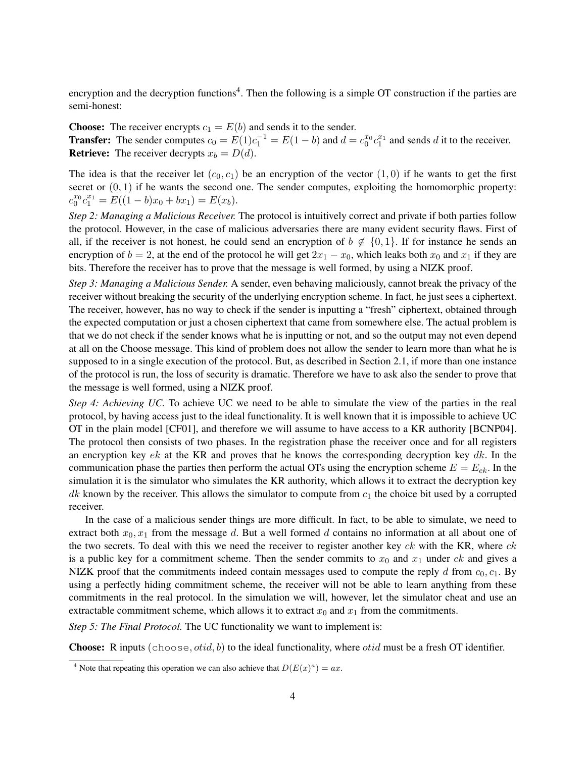encryption and the decryption functions[4]. Then the following is a simple OT construction if the parties are semi-honest:

**Choose:** The receiver encrypts $c_1 = E(b)$ and sends it to the sender.
**Transfer:** The sender computes $c_0 = E(1)c_1^{-1} = E(1-b)$ and $d = c_0^{x_0} c_1^{x_1}$ and sends $d$ it to the receiver.
**Retrieve:** The receiver decrypts $x_b = D(d)$.

The idea is that the receiver let $(c_0, c_1)$ be an encryption of the vector $(1, 0)$ if he wants to get the first secret or $(0, 1)$ if he wants the second one. The sender computes, exploiting the homomorphic property: $c_0^{x_0} c_1^{x_1} = E((1-b)x_0 + bx_1) = E(x_b)$.

*Step 2: Managing a Malicious Receiver.* The protocol is intuitively correct and private if both parties follow the protocol. However, in the case of malicious adversaries there are many evident security flaws. First of all, if the receiver is not honest, he could send an encryption of $b \notin \{0, 1\}$. If for instance he sends an encryption of $b = 2$, at the end of the protocol he will get $2x_1 - x_0$, which leaks both $x_0$ and $x_1$ if they are bits. Therefore the receiver has to prove that the message is well formed, by using a NIZK proof.

*Step 3: Managing a Malicious Sender.* A sender, even behaving maliciously, cannot break the privacy of the receiver without breaking the security of the underlying encryption scheme. In fact, he just sees a ciphertext. The receiver, however, has no way to check if the sender is inputting a "fresh" ciphertext, obtained through the expected computation or just a chosen ciphertext that came from somewhere else. The actual problem is that we do not check if the sender knows what he is inputting or not, and so the output may not even depend at all on the Choose message. This kind of problem does not allow the sender to learn more than what he is supposed to in a single execution of the protocol. But, as described in Section 2.1, if more than one instance of the protocol is run, the loss of security is dramatic. Therefore we have to ask also the sender to prove that the message is well formed, using a NIZK proof.

*Step 4: Achieving UC.* To achieve UC we need to be able to simulate the view of the parties in the real protocol, by having access just to the ideal functionality. It is well known that it is impossible to achieve UC OT in the plain model [CF01], and therefore we will assume to have access to a KR authority [BCNP04]. The protocol then consists of two phases. In the registration phase the receiver once and for all registers an encryption key $ek$ at the KR and proves that he knows the corresponding decryption key $dk$. In the communication phase the parties then perform the actual OTs using the encryption scheme $E = E_{ek}$. In the simulation it is the simulator who simulates the KR authority, which allows it to extract the decryption key $dk$ known by the receiver. This allows the simulator to compute from $c_1$ the choice bit used by a corrupted receiver.

In the case of a malicious sender things are more difficult. In fact, to be able to simulate, we need to extract both $x_0, x_1$ from the message $d$. But a well formed $d$ contains no information at all about one of the two secrets. To deal with this we need the receiver to register another key $ck$ with the KR, where $ck$ is a public key for a commitment scheme. Then the sender commits to $x_0$ and $x_1$ under $ck$ and gives a NIZK proof that the commitments indeed contain messages used to compute the reply $d$ from $c_0, c_1$. By using a perfectly hiding commitment scheme, the receiver will not be able to learn anything from these commitments in the real protocol. In the simulation we will, however, let the simulator cheat and use an extractable commitment scheme, which allows it to extract $x_0$ and $x_1$ from the commitments.

*Step 5: The Final Protocol.* The UC functionality we want to implement is:

**Choose:** R inputs $(\texttt{choose}, otid, b)$ to the ideal functionality, where $otid$ must be a fresh OT identifier.

[4] Note that repeating this operation we can also achieve that $D(E(x)^a) = ax$.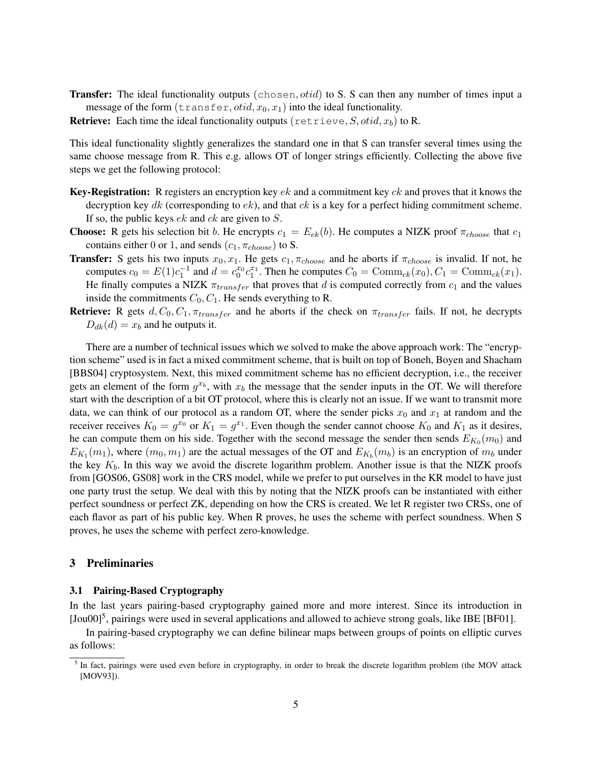**Transfer:** The ideal functionality outputs $(\texttt{chosen}, otid)$ to S. S can then any number of times input a message of the form $(\texttt{transfer}, otid, x_0, x_1)$ into the ideal functionality.

**Retrieve:** Each time the ideal functionality outputs $(\texttt{retrieve}, S, otid, x_b)$ to R.

This ideal functionality slightly generalizes the standard one in that S can transfer several times using the same choose message from R. This e.g. allows OT of longer strings efficiently. Collecting the above five steps we get the following protocol:

**Key-Registration:** R registers an encryption key $ek$ and a commitment key $ck$ and proves that it knows the decryption key $dk$ (corresponding to $ek$), and that $ck$ is a key for a perfect hiding commitment scheme. If so, the public keys $ek$ and $ck$ are given to $S$.

**Choose:** R gets his selection bit $b$. He encrypts $c_1 = E_{ek}(b)$. He computes a NIZK proof $\pi_{choose}$ that $c_1$ contains either 0 or 1, and sends $(c_1, \pi_{choose})$ to S.

**Transfer:** S gets his two inputs $x_0, x_1$. He gets $c_1, \pi_{choose}$ and he aborts if $\pi_{choose}$ is invalid. If not, he computes $c_0 = E(1)c_1^{-1}$ and $d = c_0^{x_0} c_1^{x_1}$. Then he computes $C_0 = \mathrm{Comm}_{ck}(x_0), C_1 = \mathrm{Comm}_{ck}(x_1)$. He finally computes a NIZK $\pi_{transfer}$ that proves that $d$ is computed correctly from $c_1$ and the values inside the commitments $C_0, C_1$. He sends everything to R.

**Retrieve:** R gets $d, C_0, C_1, \pi_{transfer}$ and he aborts if the check on $\pi_{transfer}$ fails. If not, he decrypts $D_{dk}(d) = x_b$ and he outputs it.

There are a number of technical issues which we solved to make the above approach work: The "encryption scheme" used is in fact a mixed commitment scheme, that is built on top of Boneh, Boyen and Shacham [BBS04] cryptosystem. Next, this mixed commitment scheme has no efficient decryption, i.e., the receiver gets an element of the form $g^{x_b}$, with $x_b$ the message that the sender inputs in the OT. We will therefore start with the description of a bit OT protocol, where this is clearly not an issue. If we want to transmit more data, we can think of our protocol as a random OT, where the sender picks $x_0$ and $x_1$ at random and the receiver receives $K_0 = g^{x_0}$ or $K_1 = g^{x_1}$. Even though the sender cannot choose $K_0$ and $K_1$ as it desires, he can compute them on his side. Together with the second message the sender then sends $E_{K_0}(m_0)$ and $E_{K_1}(m_1)$, where $(m_0, m_1)$ are the actual messages of the OT and $E_{K_b}(m_b)$ is an encryption of $m_b$ under the key $K_b$. In this way we avoid the discrete logarithm problem. Another issue is that the NIZK proofs from [GOS06, GS08] work in the CRS model, while we prefer to put ourselves in the KR model to have just one party trust the setup. We deal with this by noting that the NIZK proofs can be instantiated with either perfect soundness or perfect ZK, depending on how the CRS is created. We let R register two CRSs, one of each flavor as part of his public key. When R proves, he uses the scheme with perfect soundness. When S proves, he uses the scheme with perfect zero-knowledge.

## 3 Preliminaries

### 3.1 Pairing-Based Cryptography

In the last years pairing-based cryptography gained more and more interest. Since its introduction in [Jou00][5], pairings were used in several applications and allowed to achieve strong goals, like IBE [BF01].

In pairing-based cryptography we can define bilinear maps between groups of points on elliptic curves as follows:

[5] In fact, pairings were used even before in cryptography, in order to break the discrete logarithm problem (the MOV attack [MOV93]).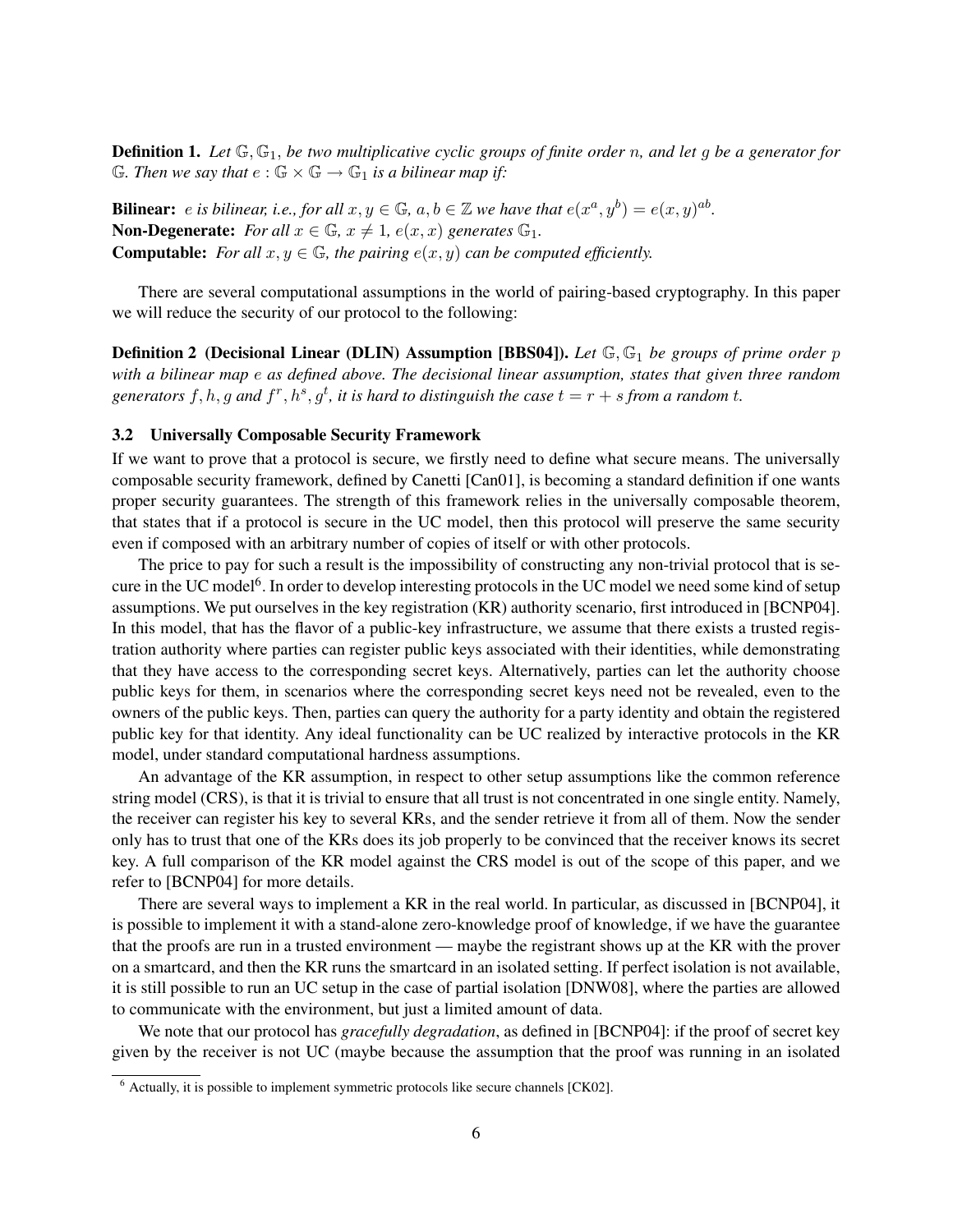**Definition 1.** *Let $\mathbb{G}, \mathbb{G}_1$, be two multiplicative cyclic groups of finite order $n$, and let $g$ be a generator for $\mathbb{G}$. Then we say that $e : \mathbb{G} \times \mathbb{G} \to \mathbb{G}_1$ is a bilinear map if:*

**Bilinear:** *$e$ is bilinear, i.e., for all $x, y \in \mathbb{G}$, $a, b \in \mathbb{Z}$ we have that $e(x^a, y^b) = e(x, y)^{ab}$.*
**Non-Degenerate:** *For all $x \in \mathbb{G}$, $x \neq 1$, $e(x, x)$ generates $\mathbb{G}_1$.*
**Computable:** *For all $x, y \in \mathbb{G}$, the pairing $e(x, y)$ can be computed efficiently.*

There are several computational assumptions in the world of pairing-based cryptography. In this paper we will reduce the security of our protocol to the following:

**Definition 2 (Decisional Linear (DLIN) Assumption [BBS04]).** *Let $\mathbb{G}, \mathbb{G}_1$ be groups of prime order $p$ with a bilinear map $e$ as defined above. The decisional linear assumption, states that given three random generators $f, h, g$ and $f^r, h^s, g^t$, it is hard to distinguish the case $t = r + s$ from a random $t$.*

### 3.2 Universally Composable Security Framework

If we want to prove that a protocol is secure, we firstly need to define what secure means. The universally composable security framework, defined by Canetti [Can01], is becoming a standard definition if one wants proper security guarantees. The strength of this framework relies in the universally composable theorem, that states that if a protocol is secure in the UC model, then this protocol will preserve the same security even if composed with an arbitrary number of copies of itself or with other protocols.

The price to pay for such a result is the impossibility of constructing any non-trivial protocol that is secure in the UC model[6]. In order to develop interesting protocols in the UC model we need some kind of setup assumptions. We put ourselves in the key registration (KR) authority scenario, first introduced in [BCNP04]. In this model, that has the flavor of a public-key infrastructure, we assume that there exists a trusted registration authority where parties can register public keys associated with their identities, while demonstrating that they have access to the corresponding secret keys. Alternatively, parties can let the authority choose public keys for them, in scenarios where the corresponding secret keys need not be revealed, even to the owners of the public keys. Then, parties can query the authority for a party identity and obtain the registered public key for that identity. Any ideal functionality can be UC realized by interactive protocols in the KR model, under standard computational hardness assumptions.

An advantage of the KR assumption, in respect to other setup assumptions like the common reference string model (CRS), is that it is trivial to ensure that all trust is not concentrated in one single entity. Namely, the receiver can register his key to several KRs, and the sender retrieve it from all of them. Now the sender only has to trust that one of the KRs does its job properly to be convinced that the receiver knows its secret key. A full comparison of the KR model against the CRS model is out of the scope of this paper, and we refer to [BCNP04] for more details.

There are several ways to implement a KR in the real world. In particular, as discussed in [BCNP04], it is possible to implement it with a stand-alone zero-knowledge proof of knowledge, if we have the guarantee that the proofs are run in a trusted environment — maybe the registrant shows up at the KR with the prover on a smartcard, and then the KR runs the smartcard in an isolated setting. If perfect isolation is not available, it is still possible to run an UC setup in the case of partial isolation [DNW08], where the parties are allowed to communicate with the environment, but just a limited amount of data.

We note that our protocol has *gracefully degradation*, as defined in [BCNP04]: if the proof of secret key given by the receiver is not UC (maybe because the assumption that the proof was running in an isolated

[6] Actually, it is possible to implement symmetric protocols like secure channels [CK02].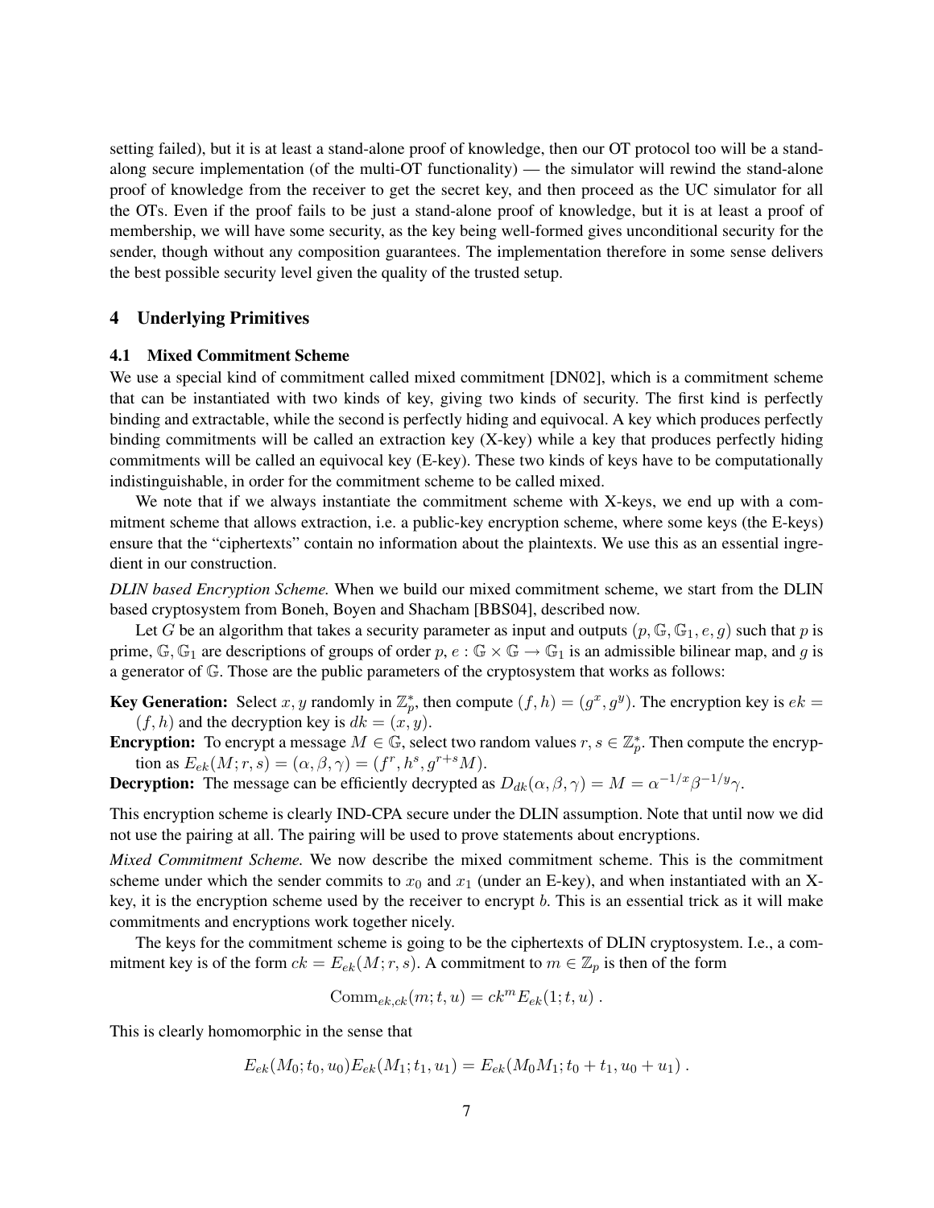setting failed), but it is at least a stand-alone proof of knowledge, then our OT protocol too will be a standalong secure implementation (of the multi-OT functionality) — the simulator will rewind the stand-alone proof of knowledge from the receiver to get the secret key, and then proceed as the UC simulator for all the OTs. Even if the proof fails to be just a stand-alone proof of knowledge, but it is at least a proof of membership, we will have some security, as the key being well-formed gives unconditional security for the sender, though without any composition guarantees. The implementation therefore in some sense delivers the best possible security level given the quality of the trusted setup.

## 4 Underlying Primitives

### 4.1 Mixed Commitment Scheme

We use a special kind of commitment called mixed commitment [DN02], which is a commitment scheme that can be instantiated with two kinds of key, giving two kinds of security. The first kind is perfectly binding and extractable, while the second is perfectly hiding and equivocal. A key which produces perfectly binding commitments will be called an extraction key (X-key) while a key that produces perfectly hiding commitments will be called an equivocal key (E-key). These two kinds of keys have to be computationally indistinguishable, in order for the commitment scheme to be called mixed.

We note that if we always instantiate the commitment scheme with X-keys, we end up with a commitment scheme that allows extraction, i.e. a public-key encryption scheme, where some keys (the E-keys) ensure that the "ciphertexts" contain no information about the plaintexts. We use this as an essential ingredient in our construction.

*DLIN based Encryption Scheme.* When we build our mixed commitment scheme, we start from the DLIN based cryptosystem from Boneh, Boyen and Shacham [BBS04], described now.

Let $G$ be an algorithm that takes a security parameter as input and outputs $(p, \mathbb{G}, \mathbb{G}_1, e, g)$ such that $p$ is prime, $\mathbb{G}, \mathbb{G}_1$ are descriptions of groups of order $p$, $e : \mathbb{G} \times \mathbb{G} \to \mathbb{G}_1$ is an admissible bilinear map, and $g$ is a generator of $\mathbb{G}$. Those are the public parameters of the cryptosystem that works as follows:

**Key Generation:** Select $x, y$ randomly in $\mathbb{Z}_p^*$, then compute $(f, h) = (g^x, g^y)$. The encryption key is $ek = (f, h)$ and the decryption key is $dk = (x, y)$.

**Encryption:** To encrypt a message $M \in \mathbb{G}$, select two random values $r, s \in \mathbb{Z}_p^*$. Then compute the encryption as $E_{ek}(M; r, s) = (\alpha, \beta, \gamma) = (f^r, h^s, g^{r+s}M)$.

**Decryption:** The message can be efficiently decrypted as $D_{dk}(\alpha, \beta, \gamma) = M = \alpha^{-1/x}\beta^{-1/y}\gamma$.

This encryption scheme is clearly IND-CPA secure under the DLIN assumption. Note that until now we did not use the pairing at all. The pairing will be used to prove statements about encryptions.

*Mixed Commitment Scheme.* We now describe the mixed commitment scheme. This is the commitment scheme under which the sender commits to $x_0$ and $x_1$ (under an E-key), and when instantiated with an X-key, it is the encryption scheme used by the receiver to encrypt $b$. This is an essential trick as it will make commitments and encryptions work together nicely.

The keys for the commitment scheme is going to be the ciphertexts of DLIN cryptosystem. I.e., a commitment key is of the form $ck = E_{ek}(M; r, s)$. A commitment to $m \in \mathbb{Z}_p$ is then of the form

$$\mathrm{Comm}_{ek,ck}(m; t, u) = ck^m E_{ek}(1; t, u) .$$

This is clearly homomorphic in the sense that

$$E_{ek}(M_0; t_0, u_0)E_{ek}(M_1; t_1, u_1) = E_{ek}(M_0 M_1; t_0 + t_1, u_0 + u_1) .$$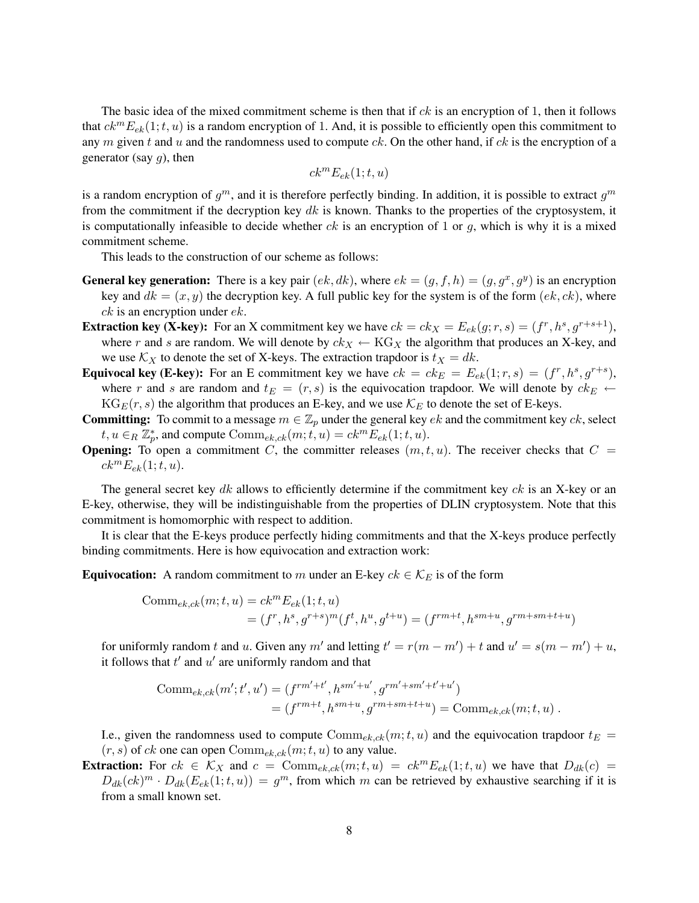The basic idea of the mixed commitment scheme is then that if $ck$ is an encryption of 1, then it follows that $ck^m E_{ek}(1; t, u)$ is a random encryption of 1. And, it is possible to efficiently open this commitment to any $m$ given $t$ and $u$ and the randomness used to compute $ck$. On the other hand, if $ck$ is the encryption of a generator (say $g$), then

$$ck^m E_{ek}(1; t, u)$$

is a random encryption of $g^m$, and it is therefore perfectly binding. In addition, it is possible to extract $g^m$ from the commitment if the decryption key $dk$ is known. Thanks to the properties of the cryptosystem, it is computationally infeasible to decide whether $ck$ is an encryption of 1 or $g$, which is why it is a mixed commitment scheme.

This leads to the construction of our scheme as follows:

**General key generation:** There is a key pair $(ek, dk)$, where $ek = (g, f, h) = (g, g^x, g^y)$ is an encryption key and $dk = (x, y)$ the decryption key. A full public key for the system is of the form $(ek, ck)$, where $ck$ is an encryption under $ek$.

**Extraction key (X-key):** For an X commitment key we have $ck = ck_X = E_{ek}(g; r, s) = (f^r, h^s, g^{r+s+1})$, where $r$ and $s$ are random. We will denote by $ck_X \leftarrow \mathrm{KG}_X$ the algorithm that produces an X-key, and we use $\mathcal{K}_X$ to denote the set of X-keys. The extraction trapdoor is $t_X = dk$.

**Equivocal key (E-key):** For an E commitment key we have $ck = ck_E = E_{ek}(1; r, s) = (f^r, h^s, g^{r+s})$, where $r$ and $s$ are random and $t_E = (r, s)$ is the equivocation trapdoor. We will denote by $ck_E \leftarrow \mathrm{KG}_E(r, s)$ the algorithm that produces an E-key, and we use $\mathcal{K}_E$ to denote the set of E-keys.

**Committing:** To commit to a message $m \in \mathbb{Z}_p$ under the general key $ek$ and the commitment key $ck$, select $t, u \in_R \mathbb{Z}_p^*$, and compute $\mathrm{Comm}_{ek,ck}(m; t, u) = ck^m E_{ek}(1; t, u)$.

**Opening:** To open a commitment $C$, the committer releases $(m, t, u)$. The receiver checks that $C = ck^m E_{ek}(1; t, u)$.

The general secret key $dk$ allows to efficiently determine if the commitment key $ck$ is an X-key or an E-key, otherwise, they will be indistinguishable from the properties of DLIN cryptosystem. Note that this commitment is homomorphic with respect to addition.

It is clear that the E-keys produce perfectly hiding commitments and that the X-keys produce perfectly binding commitments. Here is how equivocation and extraction work:

**Equivocation:** A random commitment to $m$ under an E-key $ck \in \mathcal{K}_E$ is of the form

$$\begin{aligned}\mathrm{Comm}_{ek,ck}(m; t, u) &= ck^m E_{ek}(1; t, u) \\ &= (f^r, h^s, g^{r+s})^m (f^t, h^u, g^{t+u}) = (f^{rm+t}, h^{sm+u}, g^{rm+sm+t+u})\end{aligned}$$

for uniformly random $t$ and $u$. Given any $m'$ and letting $t' = r(m - m') + t$ and $u' = s(m - m') + u$, it follows that $t'$ and $u'$ are uniformly random and that

$$\begin{aligned}\mathrm{Comm}_{ek,ck}(m'; t', u') &= (f^{rm'+t'}, h^{sm'+u'}, g^{rm'+sm'+t'+u'}) \\ &= (f^{rm+t}, h^{sm+u}, g^{rm+sm+t+u}) = \mathrm{Comm}_{ek,ck}(m; t, u) \,.\end{aligned}$$

I.e., given the randomness used to compute $\mathrm{Comm}_{ek,ck}(m; t, u)$ and the equivocation trapdoor $t_E = (r, s)$ of $ck$ one can open $\mathrm{Comm}_{ek,ck}(m; t, u)$ to any value.

**Extraction:** For $ck \in \mathcal{K}_X$ and $c = \mathrm{Comm}_{ek,ck}(m; t, u) = ck^m E_{ek}(1; t, u)$ we have that $D_{dk}(c) = D_{dk}(ck)^m \cdot D_{dk}(E_{ek}(1; t, u)) = g^m$, from which $m$ can be retrieved by exhaustive searching if it is from a small known set.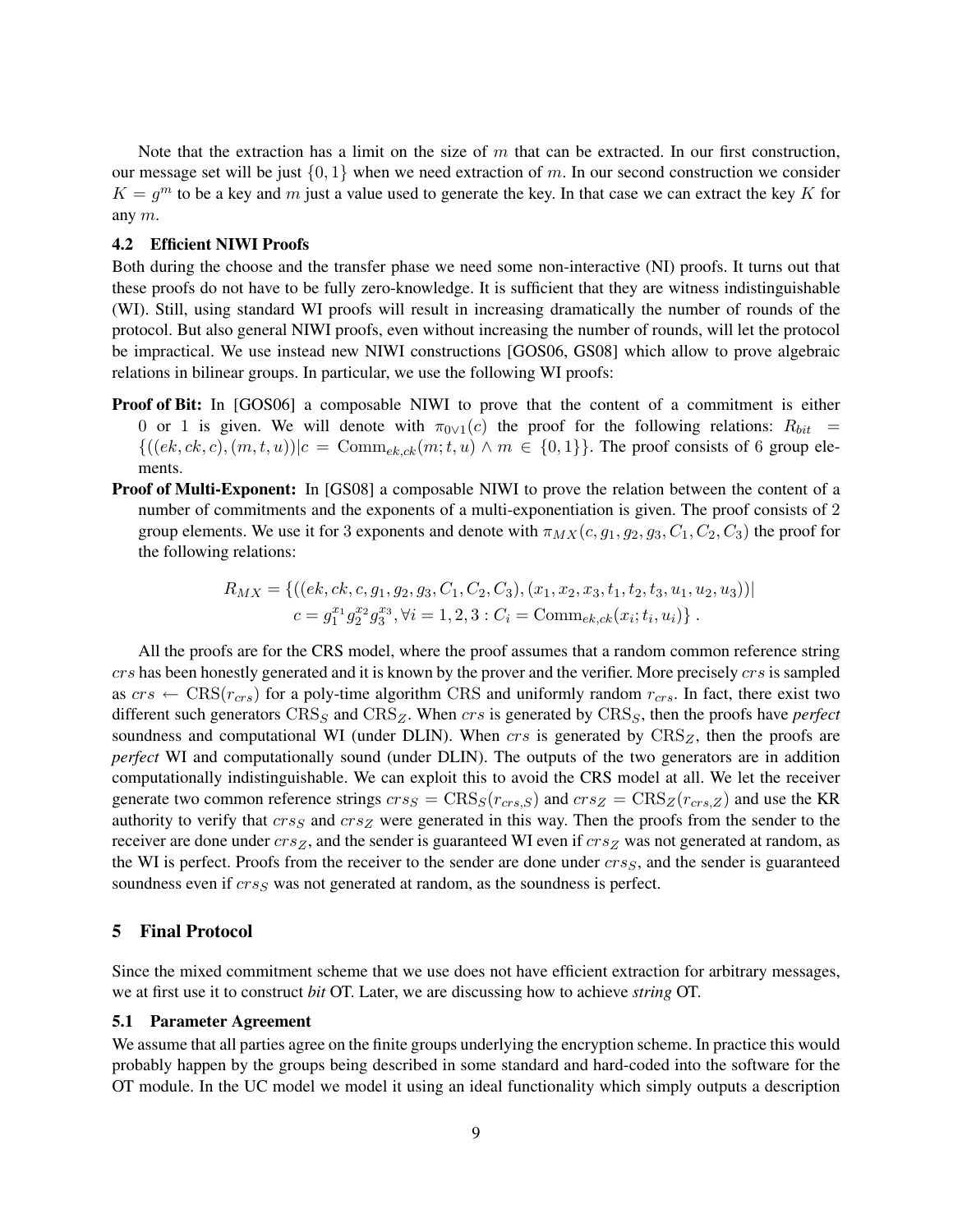Note that the extraction has a limit on the size of $m$ that can be extracted. In our first construction, our message set will be just $\{0, 1\}$ when we need extraction of $m$. In our second construction we consider $K = g^m$ to be a key and $m$ just a value used to generate the key. In that case we can extract the key $K$ for any $m$.

### 4.2 Efficient NIWI Proofs

Both during the choose and the transfer phase we need some non-interactive (NI) proofs. It turns out that these proofs do not have to be fully zero-knowledge. It is sufficient that they are witness indistinguishable (WI). Still, using standard WI proofs will result in increasing dramatically the number of rounds of the protocol. But also general NIWI proofs, even without increasing the number of rounds, will let the protocol be impractical. We use instead new NIWI constructions [GOS06, GS08] which allow to prove algebraic relations in bilinear groups. In particular, we use the following WI proofs:

**Proof of Bit:** In [GOS06] a composable NIWI to prove that the content of a commitment is either 0 or 1 is given. We will denote with $\pi_{0\vee 1}(c)$ the proof for the following relations: $R_{bit} = \{((ek, ck, c), (m, t, u)) | c = \mathrm{Comm}_{ek,ck}(m; t, u) \wedge m \in \{0, 1\}\}$. The proof consists of 6 group elements.

**Proof of Multi-Exponent:** In [GS08] a composable NIWI to prove the relation between the content of a number of commitments and the exponents of a multi-exponentiation is given. The proof consists of 2 group elements. We use it for 3 exponents and denote with $\pi_{MX}(c, g_1, g_2, g_3, C_1, C_2, C_3)$ the proof for the following relations:

$$
\begin{aligned}
R_{MX} = \{((ek, ck, c, g_1, g_2, g_3, C_1, C_2, C_3), (x_1, x_2, x_3, t_1, t_2, t_3, u_1, u_2, u_3))| \\
c = g_1^{x_1} g_2^{x_2} g_3^{x_3}, \forall i = 1, 2, 3 : C_i = \mathrm{Comm}_{ek,ck}(x_i; t_i, u_i)\} .
\end{aligned}
$$

All the proofs are for the CRS model, where the proof assumes that a random common reference string $crs$ has been honestly generated and it is known by the prover and the verifier. More precisely $crs$ is sampled as $crs \leftarrow \mathrm{CRS}(r_{crs})$ for a poly-time algorithm CRS and uniformly random $r_{crs}$. In fact, there exist two different such generators $\mathrm{CRS}_S$ and $\mathrm{CRS}_Z$. When $crs$ is generated by $\mathrm{CRS}_S$, then the proofs have *perfect* soundness and computational WI (under DLIN). When $crs$ is generated by $\mathrm{CRS}_Z$, then the proofs are *perfect* WI and computationally sound (under DLIN). The outputs of the two generators are in addition computationally indistinguishable. We can exploit this to avoid the CRS model at all. We let the receiver generate two common reference strings $crs_S = \mathrm{CRS}_S(r_{crs,S})$ and $crs_Z = \mathrm{CRS}_Z(r_{crs,Z})$ and use the KR authority to verify that $crs_S$ and $crs_Z$ were generated in this way. Then the proofs from the sender to the receiver are done under $crs_Z$, and the sender is guaranteed WI even if $crs_Z$ was not generated at random, as the WI is perfect. Proofs from the receiver to the sender are done under $crs_S$, and the sender is guaranteed soundness even if $crs_S$ was not generated at random, as the soundness is perfect.

## 5 Final Protocol

Since the mixed commitment scheme that we use does not have efficient extraction for arbitrary messages, we at first use it to construct *bit* OT. Later, we are discussing how to achieve *string* OT.

### 5.1 Parameter Agreement

We assume that all parties agree on the finite groups underlying the encryption scheme. In practice this would probably happen by the groups being described in some standard and hard-coded into the software for the OT module. In the UC model we model it using an ideal functionality which simply outputs a description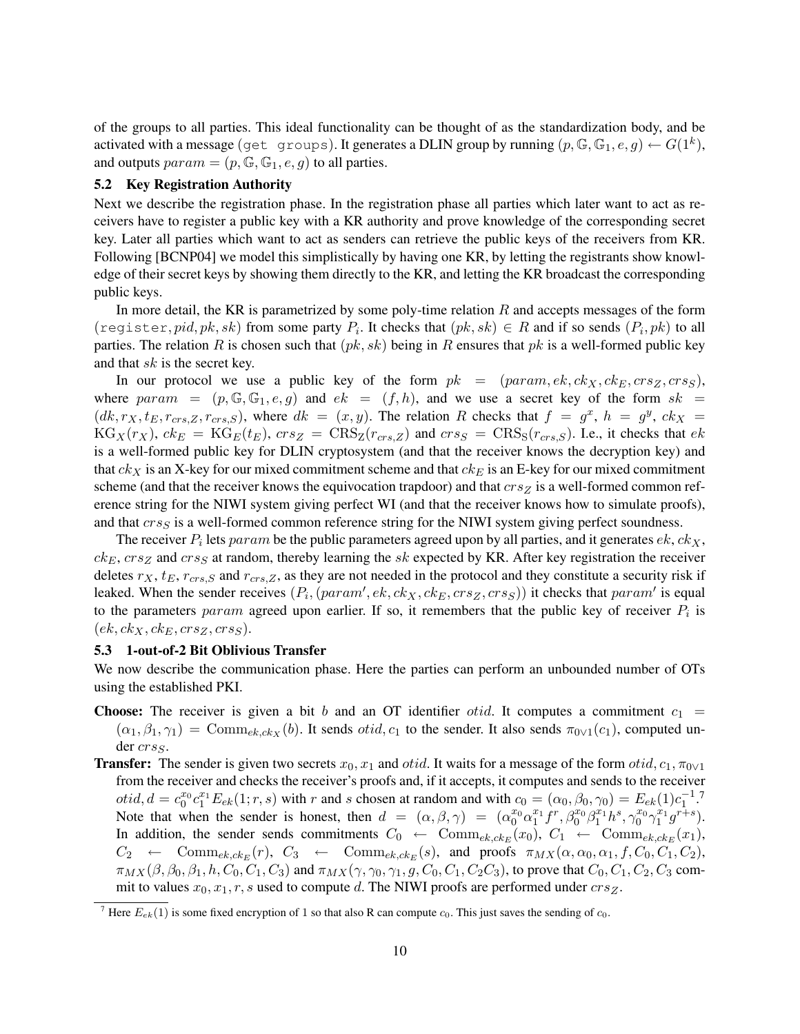of the groups to all parties. This ideal functionality can be thought of as the standardization body, and be activated with a message (`get groups`). It generates a DLIN group by running $(p, \mathbb{G}, \mathbb{G}_1, e, g) \leftarrow G(1^k)$, and outputs $param = (p, \mathbb{G}, \mathbb{G}_1, e, g)$ to all parties.

### 5.2 Key Registration Authority

Next we describe the registration phase. In the registration phase all parties which later want to act as receivers have to register a public key with a KR authority and prove knowledge of the corresponding secret key. Later all parties which want to act as senders can retrieve the public keys of the receivers from KR. Following [BCNP04] we model this simplistically by having one KR, by letting the registrants show knowledge of their secret keys by showing them directly to the KR, and letting the KR broadcast the corresponding public keys.

In more detail, the KR is parametrized by some poly-time relation $R$ and accepts messages of the form $(\texttt{register}, pid, pk, sk)$ from some party $P_i$. It checks that $(pk, sk) \in R$ and if so sends $(P_i, pk)$ to all parties. The relation $R$ is chosen such that $(pk, sk)$ being in $R$ ensures that $pk$ is a well-formed public key and that $sk$ is the secret key.

In our protocol we use a public key of the form $pk = (param, ek, ck_X, ck_E, crs_Z, crs_S)$, where $param = (p, \mathbb{G}, \mathbb{G}_1, e, g)$ and $ek = (f, h)$, and we use a secret key of the form $sk = (dk, r_X, t_E, r_{crs,Z}, r_{crs,S})$, where $dk = (x, y)$. The relation $R$ checks that $f = g^x$, $h = g^y$, $ck_X = \mathrm{KG}_X(r_X)$, $ck_E = \mathrm{KG}_E(t_E)$, $crs_Z = \mathrm{CRS_Z}(r_{crs,Z})$ and $crs_S = \mathrm{CRS_S}(r_{crs,S})$. I.e., it checks that $ek$ is a well-formed public key for DLIN cryptosystem (and that the receiver knows the decryption key) and that $ck_X$ is an X-key for our mixed commitment scheme and that $ck_E$ is an E-key for our mixed commitment scheme (and that the receiver knows the equivocation trapdoor) and that $crs_Z$ is a well-formed common reference string for the NIWI system giving perfect WI (and that the receiver knows how to simulate proofs), and that $crs_S$ is a well-formed common reference string for the NIWI system giving perfect soundness.

The receiver $P_i$ lets $param$ be the public parameters agreed upon by all parties, and it generates $ek$, $ck_X$, $ck_E$, $crs_Z$ and $crs_S$ at random, thereby learning the $sk$ expected by KR. After key registration the receiver deletes $r_X$, $t_E$, $r_{crs,S}$ and $r_{crs,Z}$, as they are not needed in the protocol and they constitute a security risk if leaked. When the sender receives $(P_i, (param', ek, ck_X, ck_E, crs_Z, crs_S))$ it checks that $param'$ is equal to the parameters $param$ agreed upon earlier. If so, it remembers that the public key of receiver $P_i$ is $(ek, ck_X, ck_E, crs_Z, crs_S)$.

### 5.3 1-out-of-2 Bit Oblivious Transfer

We now describe the communication phase. Here the parties can perform an unbounded number of OTs using the established PKI.

**Choose:** The receiver is given a bit $b$ and an OT identifier $otid$. It computes a commitment $c_1 = (\alpha_1, \beta_1, \gamma_1) = \mathrm{Comm}_{ek,ck_X}(b)$. It sends $otid, c_1$ to the sender. It also sends $\pi_{0\vee 1}(c_1)$, computed under $crs_S$.

**Transfer:** The sender is given two secrets $x_0, x_1$ and $otid$. It waits for a message of the form $otid, c_1, \pi_{0\vee 1}$ from the receiver and checks the receiver's proofs and, if it accepts, it computes and sends to the receiver $otid, d = c_0^{x_0} c_1^{x_1} E_{ek}(1; r, s)$ with $r$ and $s$ chosen at random and with $c_0 = (\alpha_0, \beta_0, \gamma_0) = E_{ek}(1)c_1^{-1}$.[7] Note that when the sender is honest, then $d = (\alpha, \beta, \gamma) = (\alpha_0^{x_0}\alpha_1^{x_1} f^r, \beta_0^{x_0}\beta_1^{x_1} h^s, \gamma_0^{x_0}\gamma_1^{x_1} g^{r+s})$. In addition, the sender sends commitments $C_0 \leftarrow \mathrm{Comm}_{ek,ck_E}(x_0)$, $C_1 \leftarrow \mathrm{Comm}_{ek,ck_E}(x_1)$, $C_2 \leftarrow \mathrm{Comm}_{ek,ck_E}(r)$, $C_3 \leftarrow \mathrm{Comm}_{ek,ck_E}(s)$, and proofs $\pi_{MX}(\alpha, \alpha_0, \alpha_1, f, C_0, C_1, C_2)$, $\pi_{MX}(\beta, \beta_0, \beta_1, h, C_0, C_1, C_3)$ and $\pi_{MX}(\gamma, \gamma_0, \gamma_1, g, C_0, C_1, C_2C_3)$, to prove that $C_0, C_1, C_2, C_3$ commit to values $x_0, x_1, r, s$ used to compute $d$. The NIWI proofs are performed under $crs_Z$.

[7] Here $E_{ek}(1)$ is some fixed encryption of 1 so that also R can compute $c_0$. This just saves the sending of $c_0$.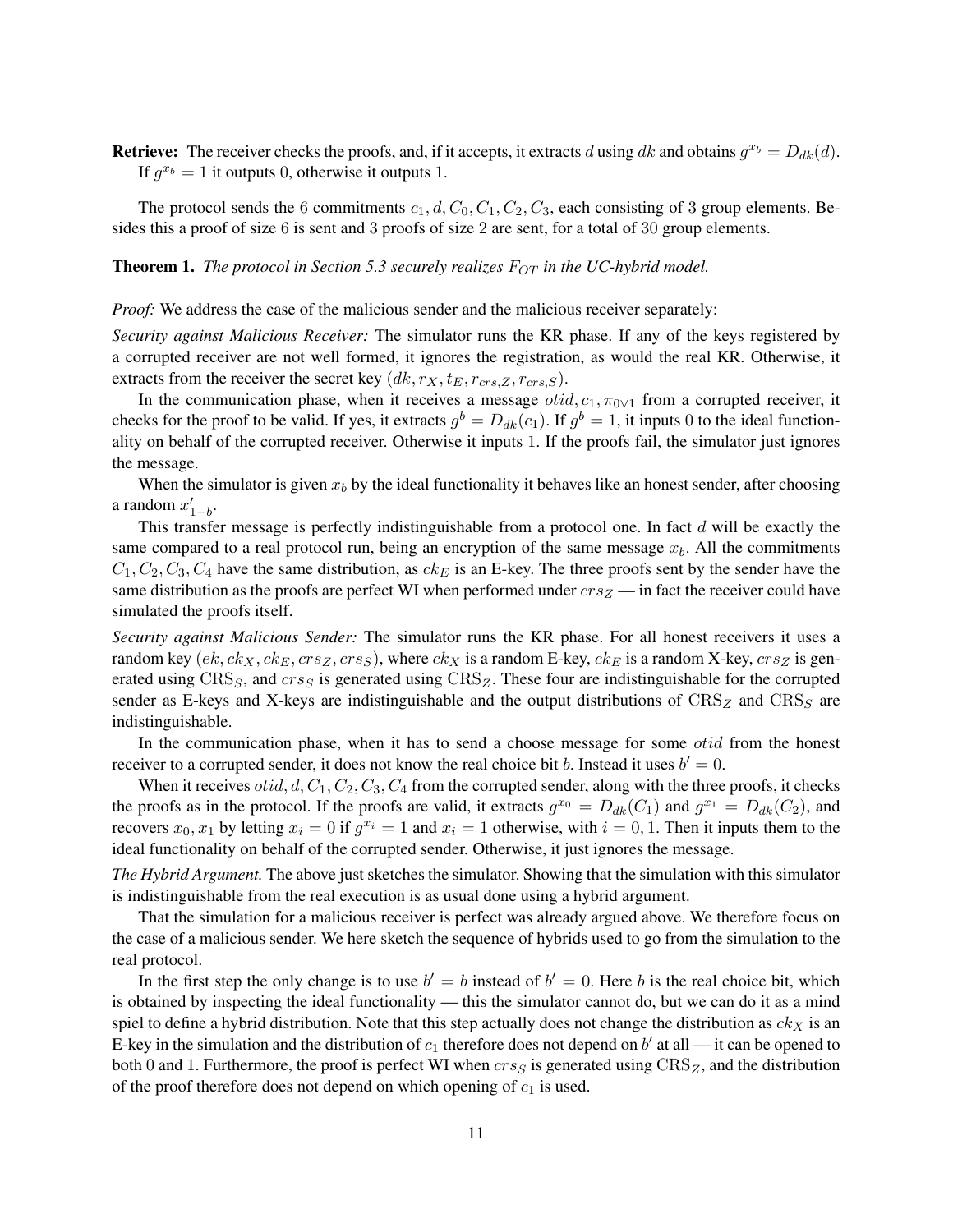**Retrieve:** The receiver checks the proofs, and, if it accepts, it extracts $d$ using $dk$ and obtains $g^{x_b} = D_{dk}(d)$. If $g^{x_b} = 1$ it outputs 0, otherwise it outputs 1.

The protocol sends the 6 commitments $c_1, d, C_0, C_1, C_2, C_3$, each consisting of 3 group elements. Besides this a proof of size 6 is sent and 3 proofs of size 2 are sent, for a total of 30 group elements.

**Theorem 1.** *The protocol in Section 5.3 securely realizes $F_{OT}$ in the UC-hybrid model.*

*Proof:* We address the case of the malicious sender and the malicious receiver separately:

*Security against Malicious Receiver:* The simulator runs the KR phase. If any of the keys registered by a corrupted receiver are not well formed, it ignores the registration, as would the real KR. Otherwise, it extracts from the receiver the secret key $(dk, r_X, t_E, r_{crs,Z}, r_{crs,S})$.

In the communication phase, when it receives a message $otid, c_1, \pi_{0\vee 1}$ from a corrupted receiver, it checks for the proof to be valid. If yes, it extracts $g^b = D_{dk}(c_1)$. If $g^b = 1$, it inputs 0 to the ideal functionality on behalf of the corrupted receiver. Otherwise it inputs 1. If the proofs fail, the simulator just ignores the message.

When the simulator is given $x_b$ by the ideal functionality it behaves like an honest sender, after choosing a random $x'_{1-b}$.

This transfer message is perfectly indistinguishable from a protocol one. In fact $d$ will be exactly the same compared to a real protocol run, being an encryption of the same message $x_b$. All the commitments $C_1, C_2, C_3, C_4$ have the same distribution, as $ck_E$ is an E-key. The three proofs sent by the sender have the same distribution as the proofs are perfect WI when performed under $crs_Z$ — in fact the receiver could have simulated the proofs itself.

*Security against Malicious Sender:* The simulator runs the KR phase. For all honest receivers it uses a random key $(ek, ck_X, ck_E, crs_Z, crs_S)$, where $ck_X$ is a random E-key, $ck_E$ is a random X-key, $crs_Z$ is generated using $\mathrm{CRS}_S$, and $crs_S$ is generated using $\mathrm{CRS}_Z$. These four are indistinguishable for the corrupted sender as E-keys and X-keys are indistinguishable and the output distributions of $\mathrm{CRS}_Z$ and $\mathrm{CRS}_S$ are indistinguishable.

In the communication phase, when it has to send a choose message for some $otid$ from the honest receiver to a corrupted sender, it does not know the real choice bit $b$. Instead it uses $b' = 0$.

When it receives $otid, d, C_1, C_2, C_3, C_4$ from the corrupted sender, along with the three proofs, it checks the proofs as in the protocol. If the proofs are valid, it extracts $g^{x_0} = D_{dk}(C_1)$ and $g^{x_1} = D_{dk}(C_2)$, and recovers $x_0, x_1$ by letting $x_i = 0$ if $g^{x_i} = 1$ and $x_i = 1$ otherwise, with $i = 0, 1$. Then it inputs them to the ideal functionality on behalf of the corrupted sender. Otherwise, it just ignores the message.

*The Hybrid Argument.* The above just sketches the simulator. Showing that the simulation with this simulator is indistinguishable from the real execution is as usual done using a hybrid argument.

That the simulation for a malicious receiver is perfect was already argued above. We therefore focus on the case of a malicious sender. We here sketch the sequence of hybrids used to go from the simulation to the real protocol.

In the first step the only change is to use $b' = b$ instead of $b' = 0$. Here $b$ is the real choice bit, which is obtained by inspecting the ideal functionality — this the simulator cannot do, but we can do it as a mind spiel to define a hybrid distribution. Note that this step actually does not change the distribution as $ck_X$ is an E-key in the simulation and the distribution of $c_1$ therefore does not depend on $b'$ at all — it can be opened to both 0 and 1. Furthermore, the proof is perfect WI when $crs_S$ is generated using $\mathrm{CRS}_Z$, and the distribution of the proof therefore does not depend on which opening of $c_1$ is used.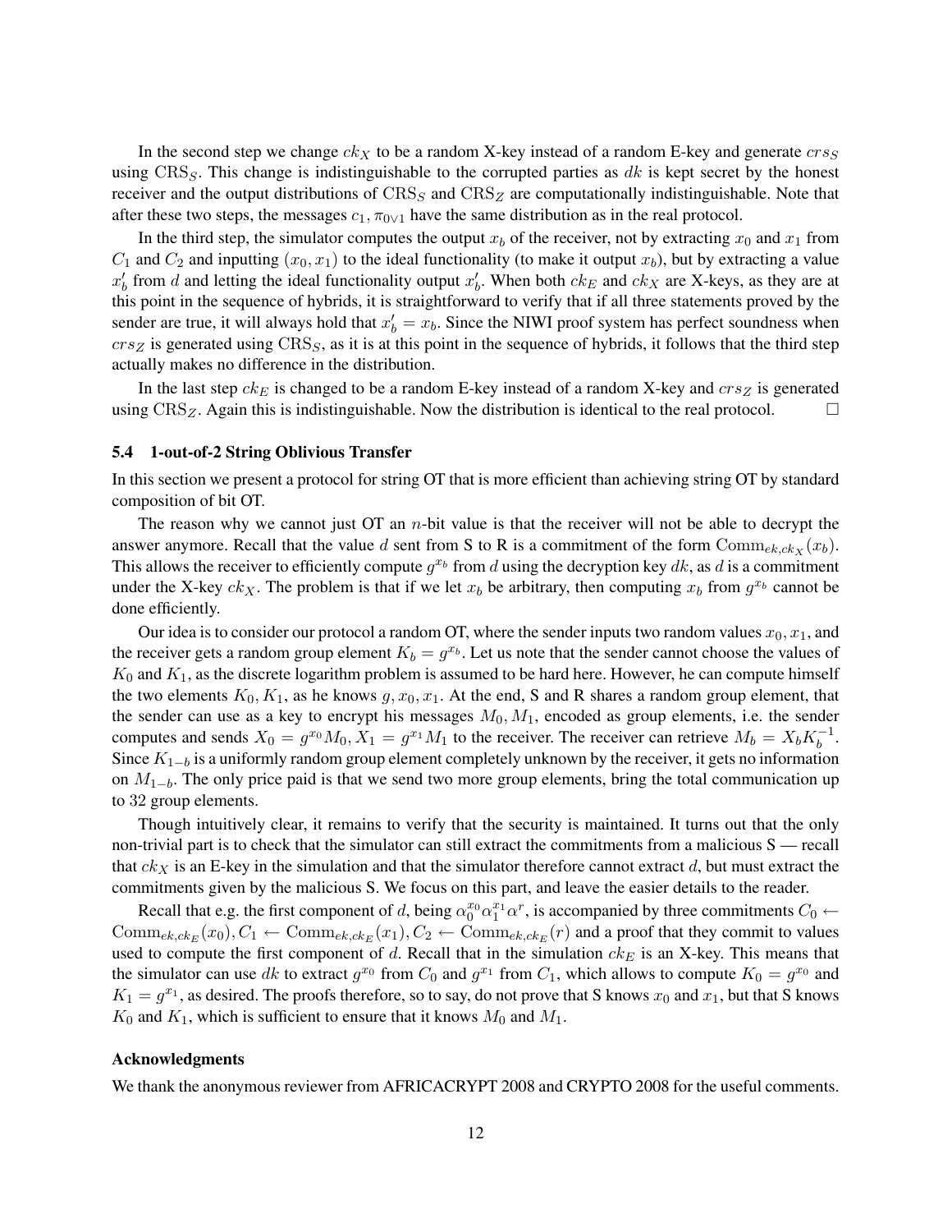In the second step we change $ck_X$ to be a random X-key instead of a random E-key and generate $crs_S$ using $\mathrm{CRS}_S$. This change is indistinguishable to the corrupted parties as $dk$ is kept secret by the honest receiver and the output distributions of $\mathrm{CRS}_S$ and $\mathrm{CRS}_Z$ are computationally indistinguishable. Note that after these two steps, the messages $c_1, \pi_{0\vee 1}$ have the same distribution as in the real protocol.

In the third step, the simulator computes the output $x_b$ of the receiver, not by extracting $x_0$ and $x_1$ from $C_1$ and $C_2$ and inputting $(x_0, x_1)$ to the ideal functionality (to make it output $x_b$), but by extracting a value $x'_b$ from $d$ and letting the ideal functionality output $x'_b$. When both $ck_E$ and $ck_X$ are X-keys, as they are at this point in the sequence of hybrids, it is straightforward to verify that if all three statements proved by the sender are true, it will always hold that $x'_b = x_b$. Since the NIWI proof system has perfect soundness when $crs_Z$ is generated using $\mathrm{CRS}_S$, as it is at this point in the sequence of hybrids, it follows that the third step actually makes no difference in the distribution.

In the last step $ck_E$ is changed to be a random E-key instead of a random X-key and $crs_Z$ is generated using $\mathrm{CRS}_Z$. Again this is indistinguishable. Now the distribution is identical to the real protocol. □

### 5.4 1-out-of-2 String Oblivious Transfer

In this section we present a protocol for string OT that is more efficient than achieving string OT by standard composition of bit OT.

The reason why we cannot just OT an $n$-bit value is that the receiver will not be able to decrypt the answer anymore. Recall that the value $d$ sent from S to R is a commitment of the form $\mathrm{Comm}_{ek,ck_X}(x_b)$. This allows the receiver to efficiently compute $g^{x_b}$ from $d$ using the decryption key $dk$, as $d$ is a commitment under the X-key $ck_X$. The problem is that if we let $x_b$ be arbitrary, then computing $x_b$ from $g^{x_b}$ cannot be done efficiently.

Our idea is to consider our protocol a random OT, where the sender inputs two random values $x_0, x_1$, and the receiver gets a random group element $K_b = g^{x_b}$. Let us note that the sender cannot choose the values of $K_0$ and $K_1$, as the discrete logarithm problem is assumed to be hard here. However, he can compute himself the two elements $K_0, K_1$, as he knows $g, x_0, x_1$. At the end, S and R shares a random group element, that the sender can use as a key to encrypt his messages $M_0, M_1$, encoded as group elements, i.e. the sender computes and sends $X_0 = g^{x_0}M_0, X_1 = g^{x_1}M_1$ to the receiver. The receiver can retrieve $M_b = X_b K_b^{-1}$. Since $K_{1-b}$ is a uniformly random group element completely unknown by the receiver, it gets no information on $M_{1-b}$. The only price paid is that we send two more group elements, bring the total communication up to 32 group elements.

Though intuitively clear, it remains to verify that the security is maintained. It turns out that the only non-trivial part is to check that the simulator can still extract the commitments from a malicious S — recall that $ck_X$ is an E-key in the simulation and that the simulator therefore cannot extract $d$, but must extract the commitments given by the malicious S. We focus on this part, and leave the easier details to the reader.

Recall that e.g. the first component of $d$, being $\alpha_0^{x_0}\alpha_1^{x_1}\alpha^r$, is accompanied by three commitments $C_0 \leftarrow \mathrm{Comm}_{ek,ck_E}(x_0), C_1 \leftarrow \mathrm{Comm}_{ek,ck_E}(x_1), C_2 \leftarrow \mathrm{Comm}_{ek,ck_E}(r)$ and a proof that they commit to values used to compute the first component of $d$. Recall that in the simulation $ck_E$ is an X-key. This means that the simulator can use $dk$ to extract $g^{x_0}$ from $C_0$ and $g^{x_1}$ from $C_1$, which allows to compute $K_0 = g^{x_0}$ and $K_1 = g^{x_1}$, as desired. The proofs therefore, so to say, do not prove that S knows $x_0$ and $x_1$, but that S knows $K_0$ and $K_1$, which is sufficient to ensure that it knows $M_0$ and $M_1$.

#### Acknowledgments

We thank the anonymous reviewer from AFRICACRYPT 2008 and CRYPTO 2008 for the useful comments.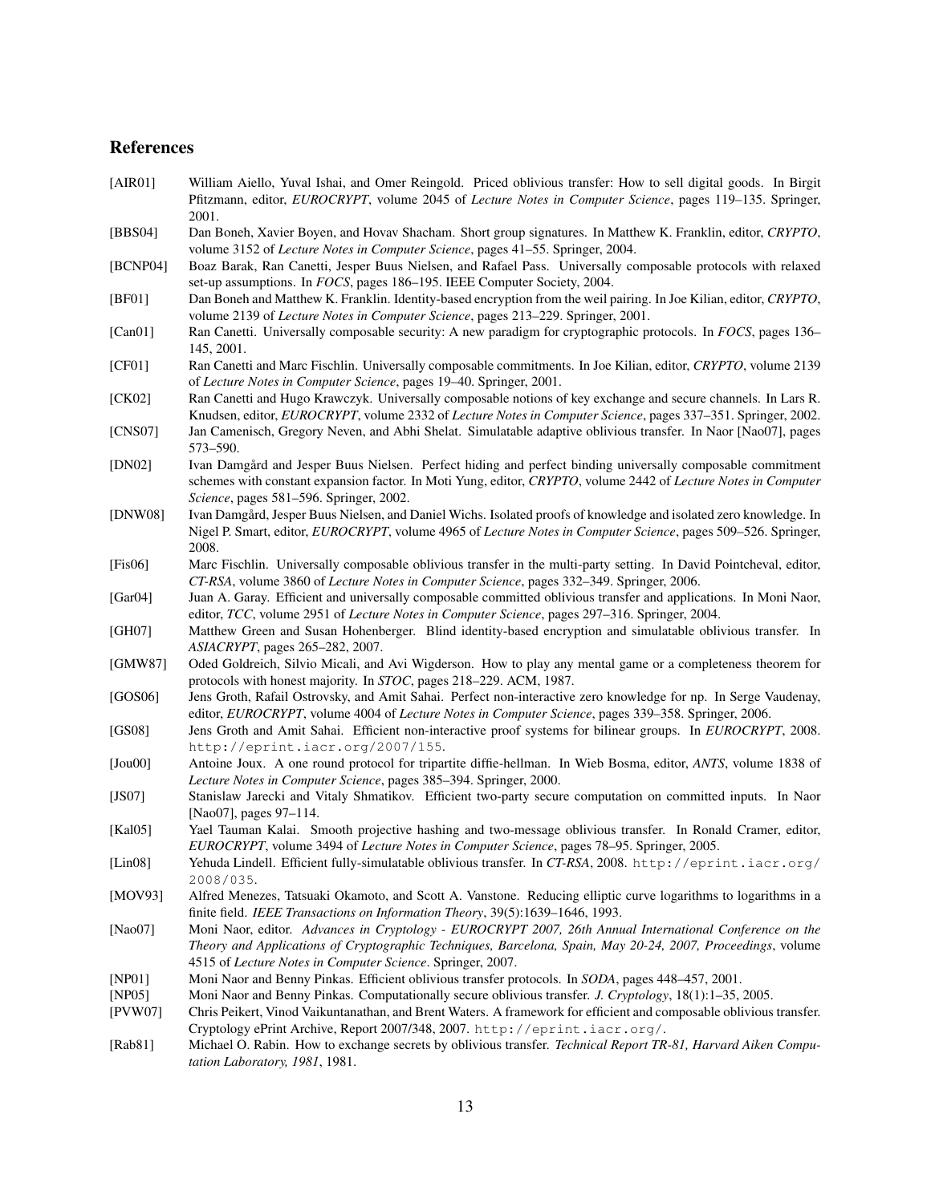## References

[AIR01] William Aiello, Yuval Ishai, and Omer Reingold. Priced oblivious transfer: How to sell digital goods. In Birgit Pfitzmann, editor, *EUROCRYPT*, volume 2045 of *Lecture Notes in Computer Science*, pages 119–135. Springer, 2001.

[BBS04] Dan Boneh, Xavier Boyen, and Hovav Shacham. Short group signatures. In Matthew K. Franklin, editor, *CRYPTO*, volume 3152 of *Lecture Notes in Computer Science*, pages 41–55. Springer, 2004.

[BCNP04] Boaz Barak, Ran Canetti, Jesper Buus Nielsen, and Rafael Pass. Universally composable protocols with relaxed set-up assumptions. In *FOCS*, pages 186–195. IEEE Computer Society, 2004.

[BF01] Dan Boneh and Matthew K. Franklin. Identity-based encryption from the weil pairing. In Joe Kilian, editor, *CRYPTO*, volume 2139 of *Lecture Notes in Computer Science*, pages 213–229. Springer, 2001.

[Can01] Ran Canetti. Universally composable security: A new paradigm for cryptographic protocols. In *FOCS*, pages 136–145, 2001.

[CF01] Ran Canetti and Marc Fischlin. Universally composable commitments. In Joe Kilian, editor, *CRYPTO*, volume 2139 of *Lecture Notes in Computer Science*, pages 19–40. Springer, 2001.

[CK02] Ran Canetti and Hugo Krawczyk. Universally composable notions of key exchange and secure channels. In Lars R. Knudsen, editor, *EUROCRYPT*, volume 2332 of *Lecture Notes in Computer Science*, pages 337–351. Springer, 2002.

[CNS07] Jan Camenisch, Gregory Neven, and Abhi Shelat. Simulatable adaptive oblivious transfer. In Naor [Nao07], pages 573–590.

[DN02] Ivan Damgård and Jesper Buus Nielsen. Perfect hiding and perfect binding universally composable commitment schemes with constant expansion factor. In Moti Yung, editor, *CRYPTO*, volume 2442 of *Lecture Notes in Computer Science*, pages 581–596. Springer, 2002.

[DNW08] Ivan Damgård, Jesper Buus Nielsen, and Daniel Wichs. Isolated proofs of knowledge and isolated zero knowledge. In Nigel P. Smart, editor, *EUROCRYPT*, volume 4965 of *Lecture Notes in Computer Science*, pages 509–526. Springer, 2008.

[Fis06] Marc Fischlin. Universally composable oblivious transfer in the multi-party setting. In David Pointcheval, editor, *CT-RSA*, volume 3860 of *Lecture Notes in Computer Science*, pages 332–349. Springer, 2006.

[Gar04] Juan A. Garay. Efficient and universally composable committed oblivious transfer and applications. In Moni Naor, editor, *TCC*, volume 2951 of *Lecture Notes in Computer Science*, pages 297–316. Springer, 2004.

[GH07] Matthew Green and Susan Hohenberger. Blind identity-based encryption and simulatable oblivious transfer. In *ASIACRYPT*, pages 265–282, 2007.

[GMW87] Oded Goldreich, Silvio Micali, and Avi Wigderson. How to play any mental game or a completeness theorem for protocols with honest majority. In *STOC*, pages 218–229. ACM, 1987.

[GOS06] Jens Groth, Rafail Ostrovsky, and Amit Sahai. Perfect non-interactive zero knowledge for np. In Serge Vaudenay, editor, *EUROCRYPT*, volume 4004 of *Lecture Notes in Computer Science*, pages 339–358. Springer, 2006.

[GS08] Jens Groth and Amit Sahai. Efficient non-interactive proof systems for bilinear groups. In *EUROCRYPT*, 2008. `http://eprint.iacr.org/2007/155`.

[Jou00] Antoine Joux. A one round protocol for tripartite diffie-hellman. In Wieb Bosma, editor, *ANTS*, volume 1838 of *Lecture Notes in Computer Science*, pages 385–394. Springer, 2000.

[JS07] Stanislaw Jarecki and Vitaly Shmatikov. Efficient two-party secure computation on committed inputs. In Naor [Nao07], pages 97–114.

[Kal05] Yael Tauman Kalai. Smooth projective hashing and two-message oblivious transfer. In Ronald Cramer, editor, *EUROCRYPT*, volume 3494 of *Lecture Notes in Computer Science*, pages 78–95. Springer, 2005.

[Lin08] Yehuda Lindell. Efficient fully-simulatable oblivious transfer. In *CT-RSA*, 2008. `http://eprint.iacr.org/2008/035`.

[MOV93] Alfred Menezes, Tatsuaki Okamoto, and Scott A. Vanstone. Reducing elliptic curve logarithms to logarithms in a finite field. *IEEE Transactions on Information Theory*, 39(5):1639–1646, 1993.

[Nao07] Moni Naor, editor. *Advances in Cryptology - EUROCRYPT 2007, 26th Annual International Conference on the Theory and Applications of Cryptographic Techniques, Barcelona, Spain, May 20-24, 2007, Proceedings*, volume 4515 of *Lecture Notes in Computer Science*. Springer, 2007.

[NP01] Moni Naor and Benny Pinkas. Efficient oblivious transfer protocols. In *SODA*, pages 448–457, 2001.

[NP05] Moni Naor and Benny Pinkas. Computationally secure oblivious transfer. *J. Cryptology*, 18(1):1–35, 2005.

[PVW07] Chris Peikert, Vinod Vaikuntanathan, and Brent Waters. A framework for efficient and composable oblivious transfer. Cryptology ePrint Archive, Report 2007/348, 2007. `http://eprint.iacr.org/`.

[Rab81] Michael O. Rabin. How to exchange secrets by oblivious transfer. *Technical Report TR-81, Harvard Aiken Computation Laboratory, 1981*, 1981.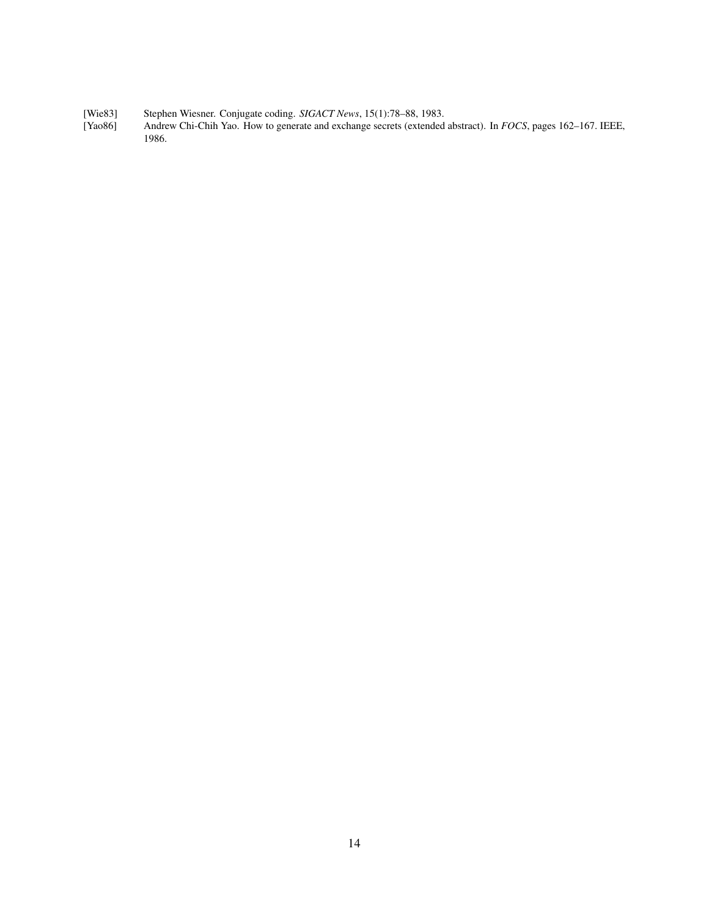[Wie83] Stephen Wiesner. Conjugate coding. *SIGACT News*, 15(1):78–88, 1983.

[Yao86] Andrew Chi-Chih Yao. How to generate and exchange secrets (extended abstract). In *FOCS*, pages 162–167. IEEE, 1986.